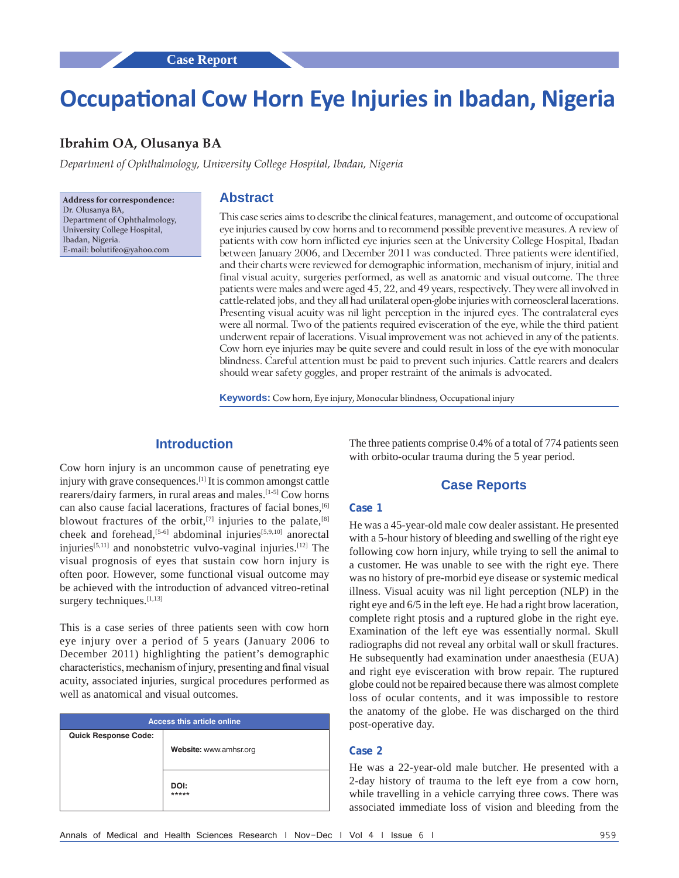Case Report

# Occupational Cow Horn Eye Injuries in Ibadan, Nigeria

**Ibrahim OA, Olusanya BA**

*Department of Ophthalmology, University College Hospital, Ibadan, Nigeria*

**Address for correspondence:**
Dr. Olusanya BA,
Department of Ophthalmology,
University College Hospital,
Ibadan, Nigeria.
E-mail: bolutifeo@yahoo.com

## Abstract

This case series aims to describe the clinical features, management, and outcome of occupational eye injuries caused by cow horns and to recommend possible preventive measures. A review of patients with cow horn inflicted eye injuries seen at the University College Hospital, Ibadan between January 2006, and December 2011 was conducted. Three patients were identified, and their charts were reviewed for demographic information, mechanism of injury, initial and final visual acuity, surgeries performed, as well as anatomic and visual outcome. The three patients were males and were aged 45, 22, and 49 years, respectively. They were all involved in cattle-related jobs, and they all had unilateral open-globe injuries with corneoscleral lacerations. Presenting visual acuity was nil light perception in the injured eyes. The contralateral eyes were all normal. Two of the patients required evisceration of the eye, while the third patient underwent repair of lacerations. Visual improvement was not achieved in any of the patients. Cow horn eye injuries may be quite severe and could result in loss of the eye with monocular blindness. Careful attention must be paid to prevent such injuries. Cattle rearers and dealers should wear safety goggles, and proper restraint of the animals is advocated.

**Keywords:** Cow horn, Eye injury, Monocular blindness, Occupational injury

## Introduction

Cow horn injury is an uncommon cause of penetrating eye injury with grave consequences.[1] It is common amongst cattle rearers/dairy farmers, in rural areas and males.[1-5] Cow horns can also cause facial lacerations, fractures of facial bones,[6] blowout fractures of the orbit,[7] injuries to the palate,[8] cheek and forehead,[5-6] abdominal injuries[5,9,10] anorectal injuries[5,11] and nonobstetric vulvo-vaginal injuries.[12] The visual prognosis of eyes that sustain cow horn injury is often poor. However, some functional visual outcome may be achieved with the introduction of advanced vitreo-retinal surgery techniques.[1,13]

This is a case series of three patients seen with cow horn eye injury over a period of 5 years (January 2006 to December 2011) highlighting the patient's demographic characteristics, mechanism of injury, presenting and final visual acuity, associated injuries, surgical procedures performed as well as anatomical and visual outcomes.

| Access this article online | |
|---|---|
| Quick Response Code: | Website: www.amhsr.org |
| | DOI: ***** |

The three patients comprise 0.4% of a total of 774 patients seen with orbito-ocular trauma during the 5 year period.

## Case Reports

### Case 1

He was a 45-year-old male cow dealer assistant. He presented with a 5-hour history of bleeding and swelling of the right eye following cow horn injury, while trying to sell the animal to a customer. He was unable to see with the right eye. There was no history of pre-morbid eye disease or systemic medical illness. Visual acuity was nil light perception (NLP) in the right eye and 6/5 in the left eye. He had a right brow laceration, complete right ptosis and a ruptured globe in the right eye. Examination of the left eye was essentially normal. Skull radiographs did not reveal any orbital wall or skull fractures. He subsequently had examination under anaesthesia (EUA) and right eye evisceration with brow repair. The ruptured globe could not be repaired because there was almost complete loss of ocular contents, and it was impossible to restore the anatomy of the globe. He was discharged on the third post-operative day.

### Case 2

He was a 22-year-old male butcher. He presented with a 2-day history of trauma to the left eye from a cow horn, while travelling in a vehicle carrying three cows. There was associated immediate loss of vision and bleeding from the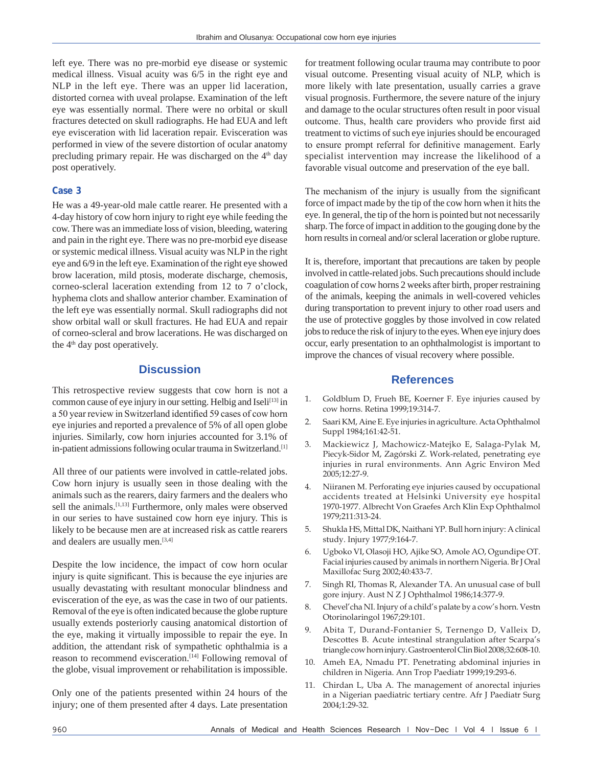left eye. There was no pre-morbid eye disease or systemic medical illness. Visual acuity was 6/5 in the right eye and NLP in the left eye. There was an upper lid laceration, distorted cornea with uveal prolapse. Examination of the left eye was essentially normal. There were no orbital or skull fractures detected on skull radiographs. He had EUA and left eye evisceration with lid laceration repair. Evisceration was performed in view of the severe distortion of ocular anatomy precluding primary repair. He was discharged on the 4th day post operatively.

### Case 3

He was a 49-year-old male cattle rearer. He presented with a 4-day history of cow horn injury to right eye while feeding the cow. There was an immediate loss of vision, bleeding, watering and pain in the right eye. There was no pre-morbid eye disease or systemic medical illness. Visual acuity was NLP in the right eye and 6/9 in the left eye. Examination of the right eye showed brow laceration, mild ptosis, moderate discharge, chemosis, corneo-scleral laceration extending from 12 to 7 o'clock, hyphema clots and shallow anterior chamber. Examination of the left eye was essentially normal. Skull radiographs did not show orbital wall or skull fractures. He had EUA and repair of corneo-scleral and brow lacerations. He was discharged on the 4th day post operatively.

## Discussion

This retrospective review suggests that cow horn is not a common cause of eye injury in our setting. Helbig and Iseli[13] in a 50 year review in Switzerland identified 59 cases of cow horn eye injuries and reported a prevalence of 5% of all open globe injuries. Similarly, cow horn injuries accounted for 3.1% of in-patient admissions following ocular trauma in Switzerland.[1]

All three of our patients were involved in cattle-related jobs. Cow horn injury is usually seen in those dealing with the animals such as the rearers, dairy farmers and the dealers who sell the animals.[1,13] Furthermore, only males were observed in our series to have sustained cow horn eye injury. This is likely to be because men are at increased risk as cattle rearers and dealers are usually men.[3,4]

Despite the low incidence, the impact of cow horn ocular injury is quite significant. This is because the eye injuries are usually devastating with resultant monocular blindness and evisceration of the eye, as was the case in two of our patients. Removal of the eye is often indicated because the globe rupture usually extends posteriorly causing anatomical distortion of the eye, making it virtually impossible to repair the eye. In addition, the attendant risk of sympathetic ophthalmia is a reason to recommend evisceration.[14] Following removal of the globe, visual improvement or rehabilitation is impossible.

Only one of the patients presented within 24 hours of the injury; one of them presented after 4 days. Late presentation for treatment following ocular trauma may contribute to poor visual outcome. Presenting visual acuity of NLP, which is more likely with late presentation, usually carries a grave visual prognosis. Furthermore, the severe nature of the injury and damage to the ocular structures often result in poor visual outcome. Thus, health care providers who provide first aid treatment to victims of such eye injuries should be encouraged to ensure prompt referral for definitive management. Early specialist intervention may increase the likelihood of a favorable visual outcome and preservation of the eye ball.

The mechanism of the injury is usually from the significant force of impact made by the tip of the cow horn when it hits the eye. In general, the tip of the horn is pointed but not necessarily sharp. The force of impact in addition to the gouging done by the horn results in corneal and/or scleral laceration or globe rupture.

It is, therefore, important that precautions are taken by people involved in cattle-related jobs. Such precautions should include coagulation of cow horns 2 weeks after birth, proper restraining of the animals, keeping the animals in well-covered vehicles during transportation to prevent injury to other road users and the use of protective goggles by those involved in cow related jobs to reduce the risk of injury to the eyes. When eye injury does occur, early presentation to an ophthalmologist is important to improve the chances of visual recovery where possible.

## References

1. Goldblum D, Frueh BE, Koerner F. Eye injuries caused by cow horns. Retina 1999;19:314-7.
2. Saari KM, Aine E. Eye injuries in agriculture. Acta Ophthalmol Suppl 1984;161:42-51.
3. Mackiewicz J, Machowicz-Matejko E, Salaga-Pylak M, Piecyk-Sidor M, Zagórski Z. Work-related, penetrating eye injuries in rural environments. Ann Agric Environ Med 2005;12:27-9.
4. Niiranen M. Perforating eye injuries caused by occupational accidents treated at Helsinki University eye hospital 1970-1977. Albrecht Von Graefes Arch Klin Exp Ophthalmol 1979;211:313-24.
5. Shukla HS, Mittal DK, Naithani YP. Bull horn injury: A clinical study. Injury 1977;9:164-7.
6. Ugboko VI, Olasoji HO, Ajike SO, Amole AO, Ogundipe OT. Facial injuries caused by animals in northern Nigeria. Br J Oral Maxillofac Surg 2002;40:433-7.
7. Singh RI, Thomas R, Alexander TA. An unusual case of bull gore injury. Aust N Z J Ophthalmol 1986;14:377-9.
8. Chevel'cha NI. Injury of a child's palate by a cow's horn. Vestn Otorinolaringol 1967;29:101.
9. Abita T, Durand-Fontanier S, Ternengo D, Valleix D, Descottes B. Acute intestinal strangulation after Scarpa's triangle cow horn injury. Gastroenterol Clin Biol 2008;32:608-10.
10. Ameh EA, Nmadu PT. Penetrating abdominal injuries in children in Nigeria. Ann Trop Paediatr 1999;19:293-6.
11. Chirdan L, Uba A. The management of anorectal injuries in a Nigerian paediatric tertiary centre. Afr J Paediatr Surg 2004;1:29-32.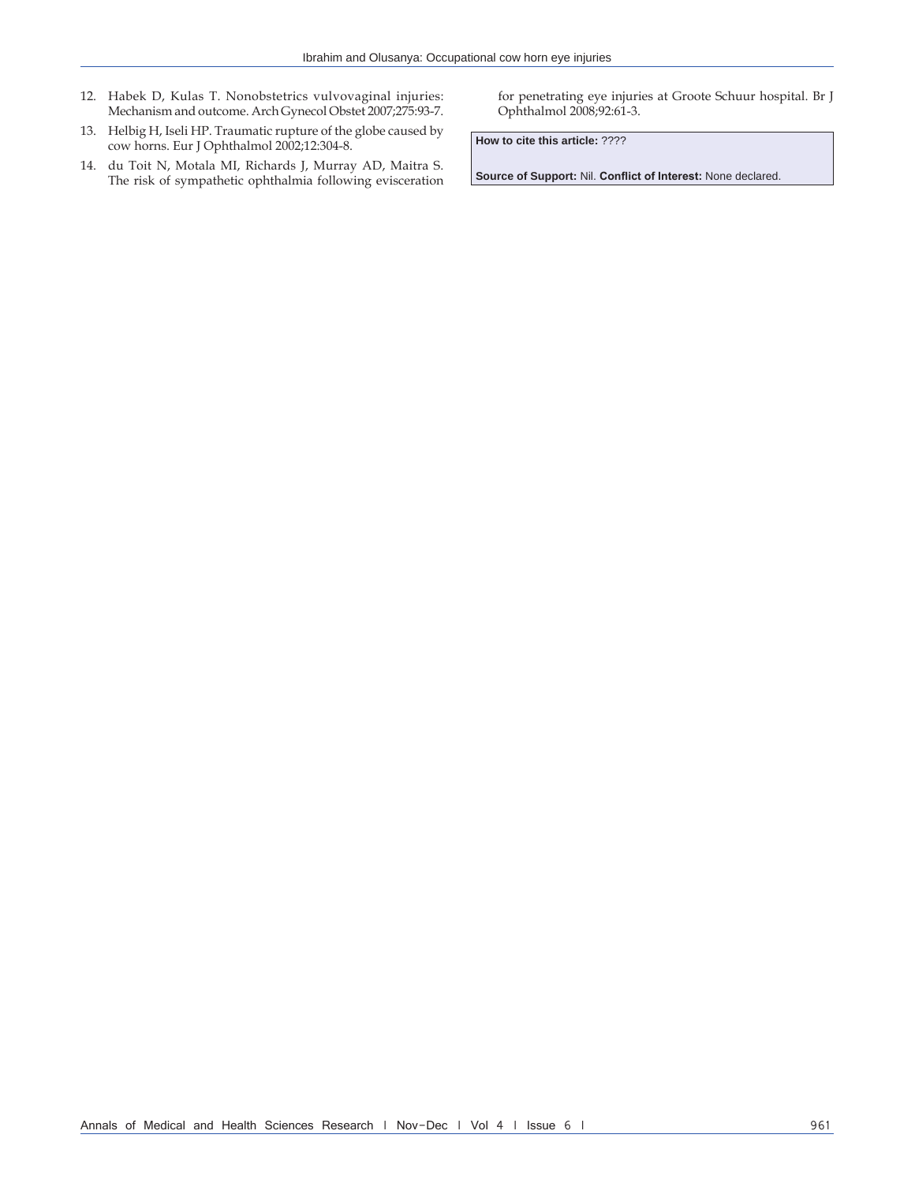12. Habek D, Kulas T. Nonobstetrics vulvovaginal injuries: Mechanism and outcome. Arch Gynecol Obstet 2007;275:93-7.
13. Helbig H, Iseli HP. Traumatic rupture of the globe caused by cow horns. Eur J Ophthalmol 2002;12:304-8.
14. du Toit N, Motala MI, Richards J, Murray AD, Maitra S. The risk of sympathetic ophthalmia following evisceration for penetrating eye injuries at Groote Schuur hospital. Br J Ophthalmol 2008;92:61-3.

**How to cite this article:** ????

**Source of Support:** Nil. **Conflict of Interest:** None declared.